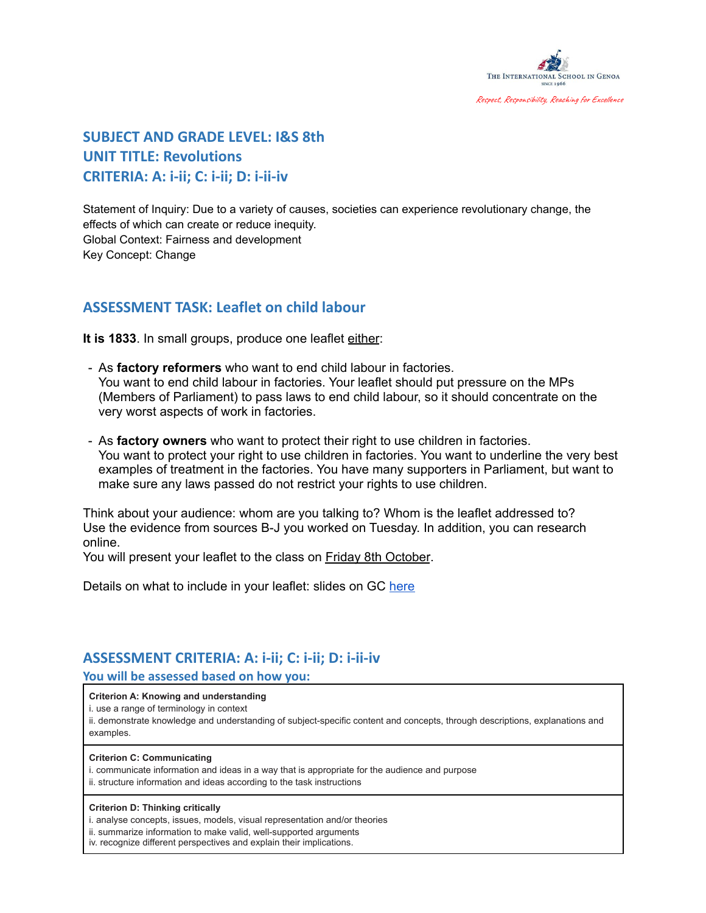The International School in Genoa
Since 1966

*Respect, Responsibility, Reaching for Excellence*

## SUBJECT AND GRADE LEVEL: I&S 8th
## UNIT TITLE: Revolutions
## CRITERIA: A: i-ii; C: i-ii; D: i-ii-iv

Statement of Inquiry: Due to a variety of causes, societies can experience revolutionary change, the effects of which can create or reduce inequity.
Global Context: Fairness and development
Key Concept: Change

## ASSESSMENT TASK: Leaflet on child labour

**It is 1833**. In small groups, produce one leaflet either:

- As **factory reformers** who want to end child labour in factories.
  You want to end child labour in factories. Your leaflet should put pressure on the MPs (Members of Parliament) to pass laws to end child labour, so it should concentrate on the very worst aspects of work in factories.

- As **factory owners** who want to protect their right to use children in factories.
  You want to protect your right to use children in factories. You want to underline the very best examples of treatment in the factories. You have many supporters in Parliament, but want to make sure any laws passed do not restrict your rights to use children.

Think about your audience: whom are you talking to? Whom is the leaflet addressed to?
Use the evidence from sources B-J you worked on Tuesday. In addition, you can research online.
You will present your leaflet to the class on Friday 8th October.

Details on what to include in your leaflet: slides on GC here

## ASSESSMENT CRITERIA: A: i-ii; C: i-ii; D: i-ii-iv

### You will be assessed based on how you:

| Criterion A: Knowing and understanding |
|---|
| i. use a range of terminology in context<br>ii. demonstrate knowledge and understanding of subject-specific content and concepts, through descriptions, explanations and examples. |
| **Criterion C: Communicating** |
| i. communicate information and ideas in a way that is appropriate for the audience and purpose<br>ii. structure information and ideas according to the task instructions |
| **Criterion D: Thinking critically** |
| i. analyse concepts, issues, models, visual representation and/or theories<br>ii. summarize information to make valid, well-supported arguments<br>iv. recognize different perspectives and explain their implications. |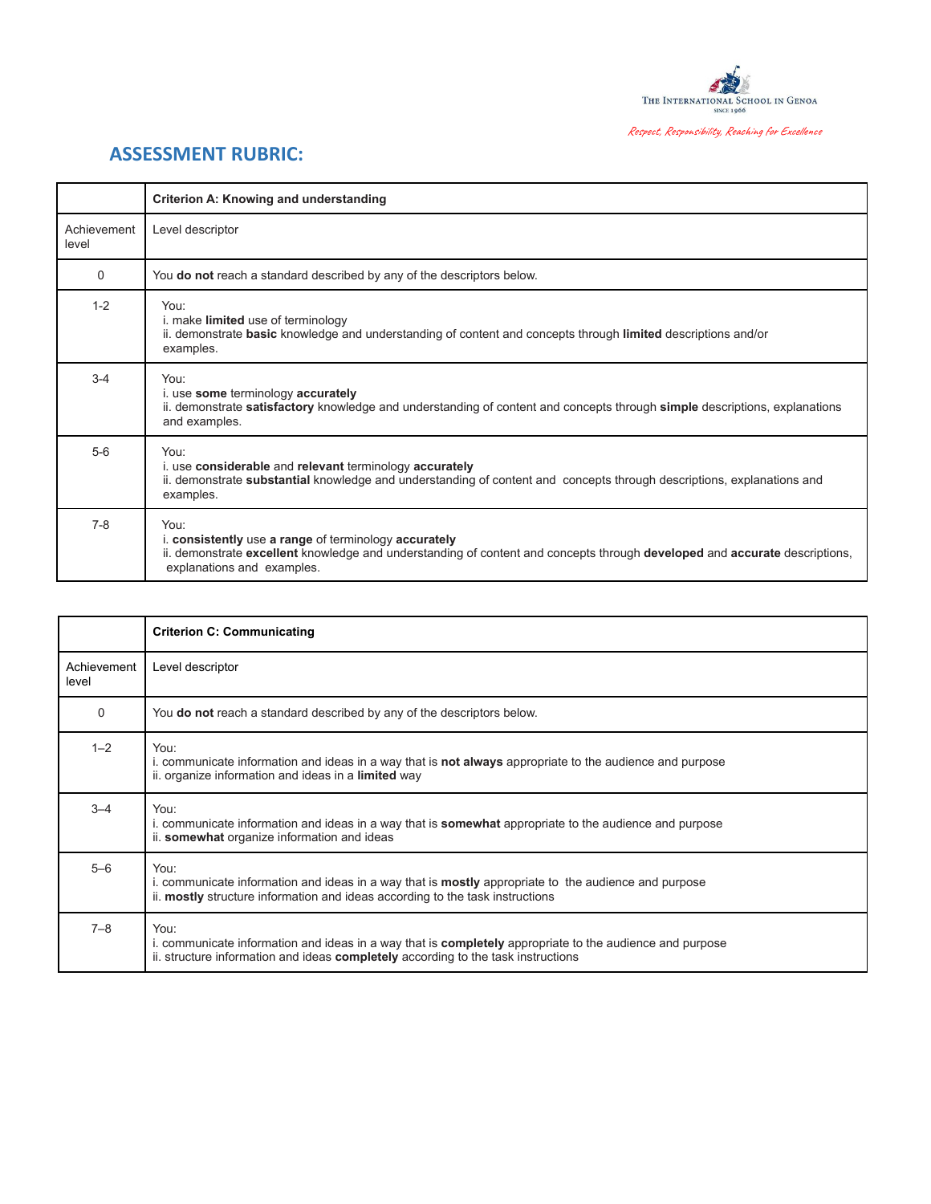## ASSESSMENT RUBRIC:

| | **Criterion A: Knowing and understanding** |
|---|---|
| Achievement level | Level descriptor |
| 0 | You **do not** reach a standard described by any of the descriptors below. |
| 1-2 | You:<br>i. make **limited** use of terminology<br>ii. demonstrate **basic** knowledge and understanding of content and concepts through **limited** descriptions and/or examples. |
| 3-4 | You:<br>i. use **some** terminology **accurately**<br>ii. demonstrate **satisfactory** knowledge and understanding of content and concepts through **simple** descriptions, explanations and examples. |
| 5-6 | You:<br>i. use **considerable** and **relevant** terminology **accurately**<br>ii. demonstrate **substantial** knowledge and understanding of content and concepts through descriptions, explanations and examples. |
| 7-8 | You:<br>i. **consistently** use **a range** of terminology **accurately**<br>ii. demonstrate **excellent** knowledge and understanding of content and concepts through **developed** and **accurate** descriptions, explanations and examples. |

| | **Criterion C: Communicating** |
|---|---|
| Achievement level | Level descriptor |
| 0 | You **do not** reach a standard described by any of the descriptors below. |
| 1–2 | You:<br>i. communicate information and ideas in a way that is **not always** appropriate to the audience and purpose<br>ii. organize information and ideas in a **limited** way |
| 3–4 | You:<br>i. communicate information and ideas in a way that is **somewhat** appropriate to the audience and purpose<br>ii. **somewhat** organize information and ideas |
| 5–6 | You:<br>i. communicate information and ideas in a way that is **mostly** appropriate to the audience and purpose<br>ii. **mostly** structure information and ideas according to the task instructions |
| 7–8 | You:<br>i. communicate information and ideas in a way that is **completely** appropriate to the audience and purpose<br>ii. structure information and ideas **completely** according to the task instructions |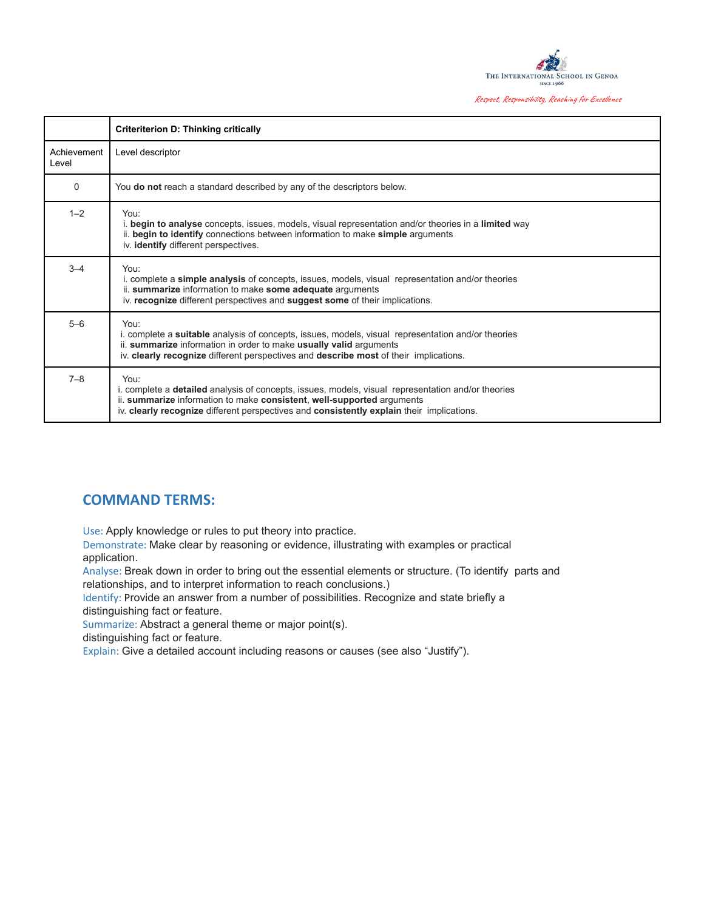| | **Criteriterion D: Thinking critically** |
|---|---|
| Achievement Level | Level descriptor |
| 0 | You **do not** reach a standard described by any of the descriptors below. |
| 1–2 | You:<br>i. **begin to analyse** concepts, issues, models, visual representation and/or theories in a **limited** way<br>ii. **begin to identify** connections between information to make **simple** arguments<br>iv. **identify** different perspectives. |
| 3–4 | You:<br>i. complete a **simple analysis** of concepts, issues, models, visual representation and/or theories<br>ii. **summarize** information to make **some adequate** arguments<br>iv. **recognize** different perspectives and **suggest some** of their implications. |
| 5–6 | You:<br>i. complete a **suitable** analysis of concepts, issues, models, visual representation and/or theories<br>ii. **summarize** information in order to make **usually valid** arguments<br>iv. **clearly recognize** different perspectives and **describe most** of their implications. |
| 7–8 | You:<br>i. complete a **detailed** analysis of concepts, issues, models, visual representation and/or theories<br>ii. **summarize** information to make **consistent**, **well-supported** arguments<br>iv. **clearly recognize** different perspectives and **consistently explain** their implications. |

## COMMAND TERMS:

Use: Apply knowledge or rules to put theory into practice.
Demonstrate: Make clear by reasoning or evidence, illustrating with examples or practical application.
Analyse: Break down in order to bring out the essential elements or structure. (To identify parts and relationships, and to interpret information to reach conclusions.)
Identify: Provide an answer from a number of possibilities. Recognize and state briefly a distinguishing fact or feature.
Summarize: Abstract a general theme or major point(s).
distinguishing fact or feature.
Explain: Give a detailed account including reasons or causes (see also "Justify").